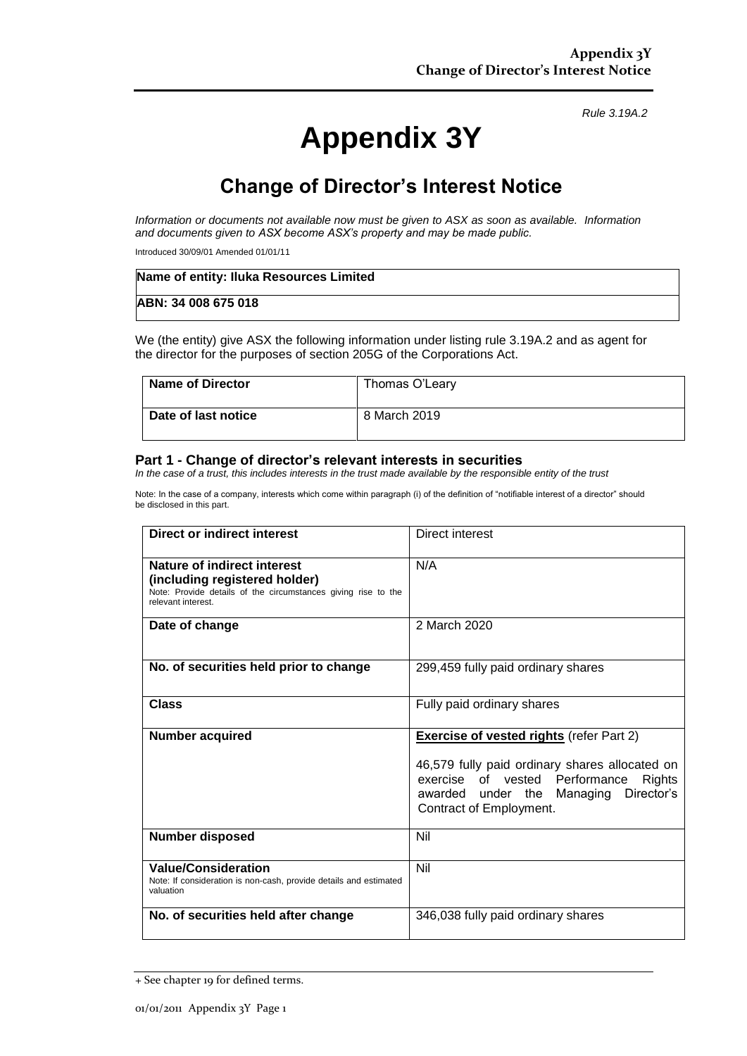*Rule 3.19A.2*

# Appendix 3Y

## Change of Director's Interest Notice

*Information or documents not available now must be given to ASX as soon as available. Information and documents given to ASX become ASX's property and may be made public.*

Introduced 30/09/01 Amended 01/01/11

| Name of entity: Iluka Resources Limited |
|---|
| ABN: 34 008 675 018 |

We (the entity) give ASX the following information under listing rule 3.19A.2 and as agent for the director for the purposes of section 205G of the Corporations Act.

| Name of Director | Thomas O'Leary |
|---|---|
| Date of last notice | 8 March 2019 |

### Part 1 - Change of director's relevant interests in securities

*In the case of a trust, this includes interests in the trust made available by the responsible entity of the trust*

Note: In the case of a company, interests which come within paragraph (i) of the definition of "notifiable interest of a director" should be disclosed in this part.

| Direct or indirect interest | Direct interest |
|---|---|
| **Nature of indirect interest (including registered holder)**<br>Note: Provide details of the circumstances giving rise to the relevant interest. | N/A |
| **Date of change** | 2 March 2020 |
| **No. of securities held prior to change** | 299,459 fully paid ordinary shares |
| **Class** | Fully paid ordinary shares |
| **Number acquired** | **<u>Exercise of vested rights</u>** (refer Part 2)<br><br>46,579 fully paid ordinary shares allocated on exercise of vested Performance Rights awarded under the Managing Director's Contract of Employment. |
| **Number disposed** | Nil |
| **Value/Consideration**<br>Note: If consideration is non-cash, provide details and estimated valuation | Nil |
| **No. of securities held after change** | 346,038 fully paid ordinary shares |

+ See chapter 19 for defined terms.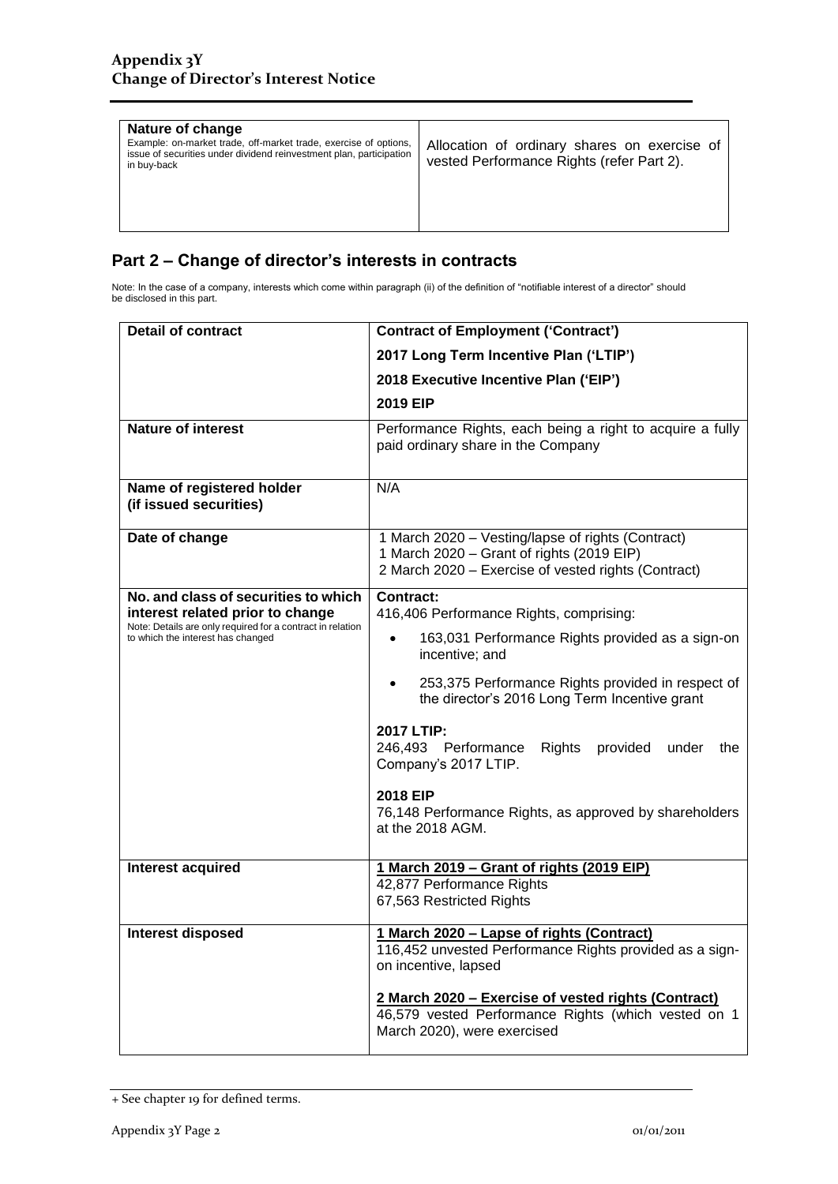| Nature of change<br>Example: on-market trade, off-market trade, exercise of options, issue of securities under dividend reinvestment plan, participation in buy-back | Allocation of ordinary shares on exercise of vested Performance Rights (refer Part 2). |
|---|---|

## Part 2 – Change of director's interests in contracts

Note: In the case of a company, interests which come within paragraph (ii) of the definition of "notifiable interest of a director" should be disclosed in this part.

| **Detail of contract** | **Contract of Employment ('Contract')**<br>**2017 Long Term Incentive Plan ('LTIP')**<br>**2018 Executive Incentive Plan ('EIP')**<br>**2019 EIP** |
|---|---|
| **Nature of interest** | Performance Rights, each being a right to acquire a fully paid ordinary share in the Company |
| **Name of registered holder (if issued securities)** | N/A |
| **Date of change** | 1 March 2020 – Vesting/lapse of rights (Contract)<br>1 March 2020 – Grant of rights (2019 EIP)<br>2 March 2020 – Exercise of vested rights (Contract) |
| **No. and class of securities to which interest related prior to change**<br>Note: Details are only required for a contract in relation to which the interest has changed | **Contract:**<br>416,406 Performance Rights, comprising:<br>• 163,031 Performance Rights provided as a sign-on incentive; and<br>• 253,375 Performance Rights provided in respect of the director's 2016 Long Term Incentive grant<br><br>**2017 LTIP:**<br>246,493 Performance Rights provided under the Company's 2017 LTIP.<br><br>**2018 EIP**<br>76,148 Performance Rights, as approved by shareholders at the 2018 AGM. |
| **Interest acquired** | **1 March 2019 – Grant of rights (2019 EIP)**<br>42,877 Performance Rights<br>67,563 Restricted Rights |
| **Interest disposed** | **1 March 2020 – Lapse of rights (Contract)**<br>116,452 unvested Performance Rights provided as a sign-on incentive, lapsed<br><br>**2 March 2020 – Exercise of vested rights (Contract)**<br>46,579 vested Performance Rights (which vested on 1 March 2020), were exercised |

+ See chapter 19 for defined terms.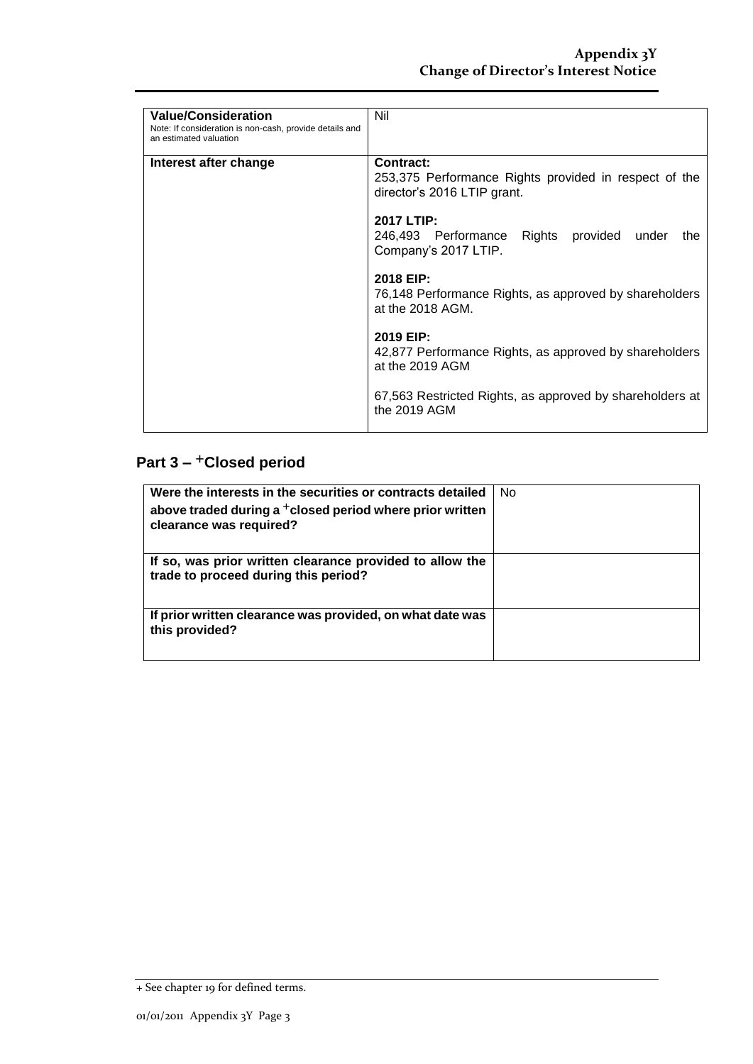| | |
|---|---|
| **Value/Consideration**<br>Note: If consideration is non-cash, provide details and an estimated valuation | Nil |
| **Interest after change** | **Contract:**<br>253,375 Performance Rights provided in respect of the director's 2016 LTIP grant.<br><br>**2017 LTIP:**<br>246,493 Performance Rights provided under the Company's 2017 LTIP.<br><br>**2018 EIP:**<br>76,148 Performance Rights, as approved by shareholders at the 2018 AGM.<br><br>**2019 EIP:**<br>42,877 Performance Rights, as approved by shareholders at the 2019 AGM<br><br>67,563 Restricted Rights, as approved by shareholders at the 2019 AGM |

## Part 3 – +Closed period

| | |
|---|---|
| **Were the interests in the securities or contracts detailed above traded during a +closed period where prior written clearance was required?** | No |
| **If so, was prior written clearance provided to allow the trade to proceed during this period?** | |
| **If prior written clearance was provided, on what date was this provided?** | |

+ See chapter 19 for defined terms.